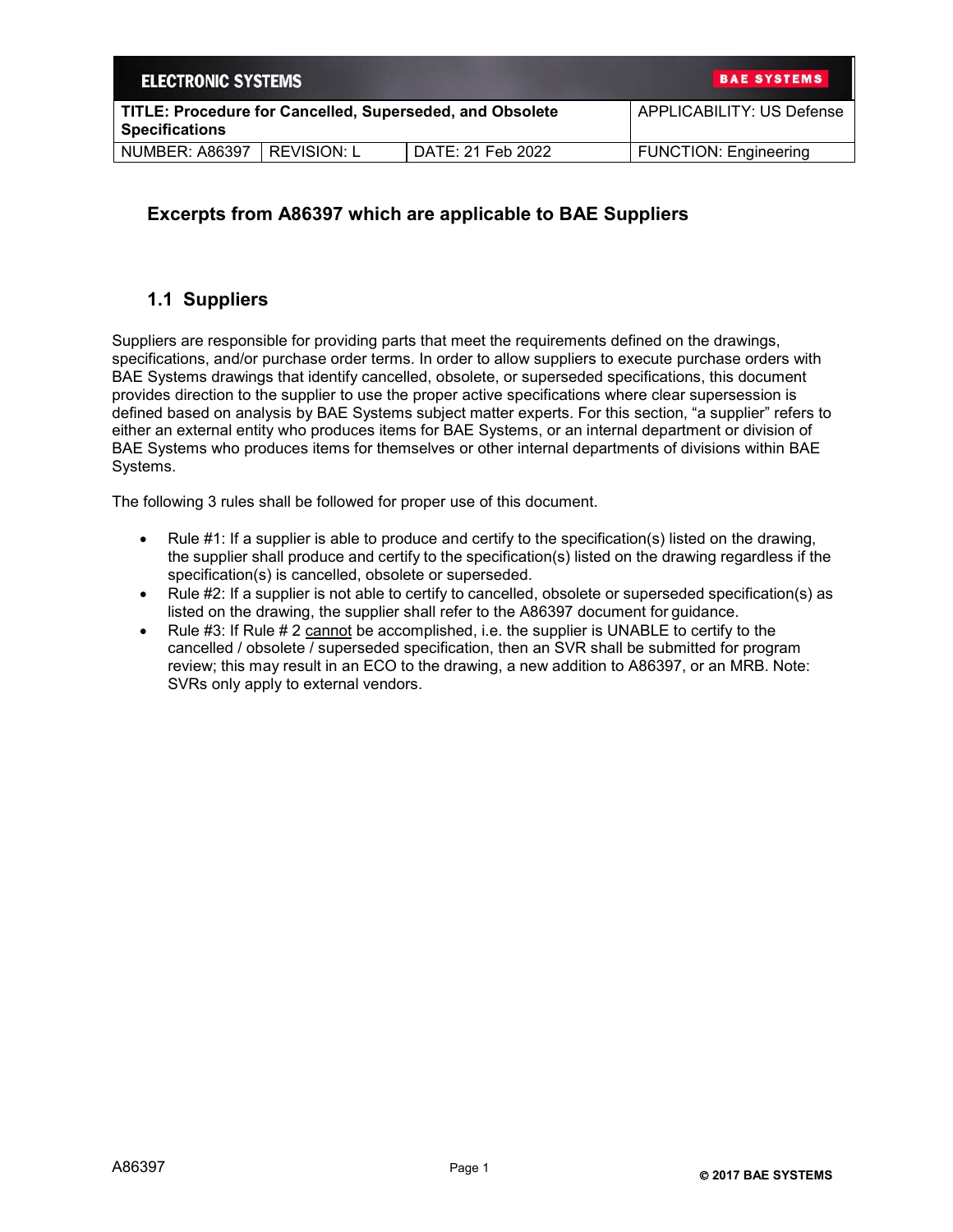| ELECTRONIC SYSTEMS | | | BAE SYSTEMS |
| --- | --- | --- | --- |
| TITLE: Procedure for Cancelled, Superseded, and Obsolete Specifications | | | APPLICABILITY: US Defense |
| NUMBER: A86397 | REVISION: L | DATE: 21 Feb 2022 | FUNCTION: Engineering |

## Excerpts from A86397 which are applicable to BAE Suppliers

### 1.1 Suppliers

Suppliers are responsible for providing parts that meet the requirements defined on the drawings, specifications, and/or purchase order terms. In order to allow suppliers to execute purchase orders with BAE Systems drawings that identify cancelled, obsolete, or superseded specifications, this document provides direction to the supplier to use the proper active specifications where clear supersession is defined based on analysis by BAE Systems subject matter experts. For this section, "a supplier" refers to either an external entity who produces items for BAE Systems, or an internal department or division of BAE Systems who produces items for themselves or other internal departments of divisions within BAE Systems.

The following 3 rules shall be followed for proper use of this document.

- Rule #1: If a supplier is able to produce and certify to the specification(s) listed on the drawing, the supplier shall produce and certify to the specification(s) listed on the drawing regardless if the specification(s) is cancelled, obsolete or superseded.
- Rule #2: If a supplier is not able to certify to cancelled, obsolete or superseded specification(s) as listed on the drawing, the supplier shall refer to the A86397 document for guidance.
- Rule #3: If Rule # 2 cannot be accomplished, i.e. the supplier is UNABLE to certify to the cancelled / obsolete / superseded specification, then an SVR shall be submitted for program review; this may result in an ECO to the drawing, a new addition to A86397, or an MRB. Note: SVRs only apply to external vendors.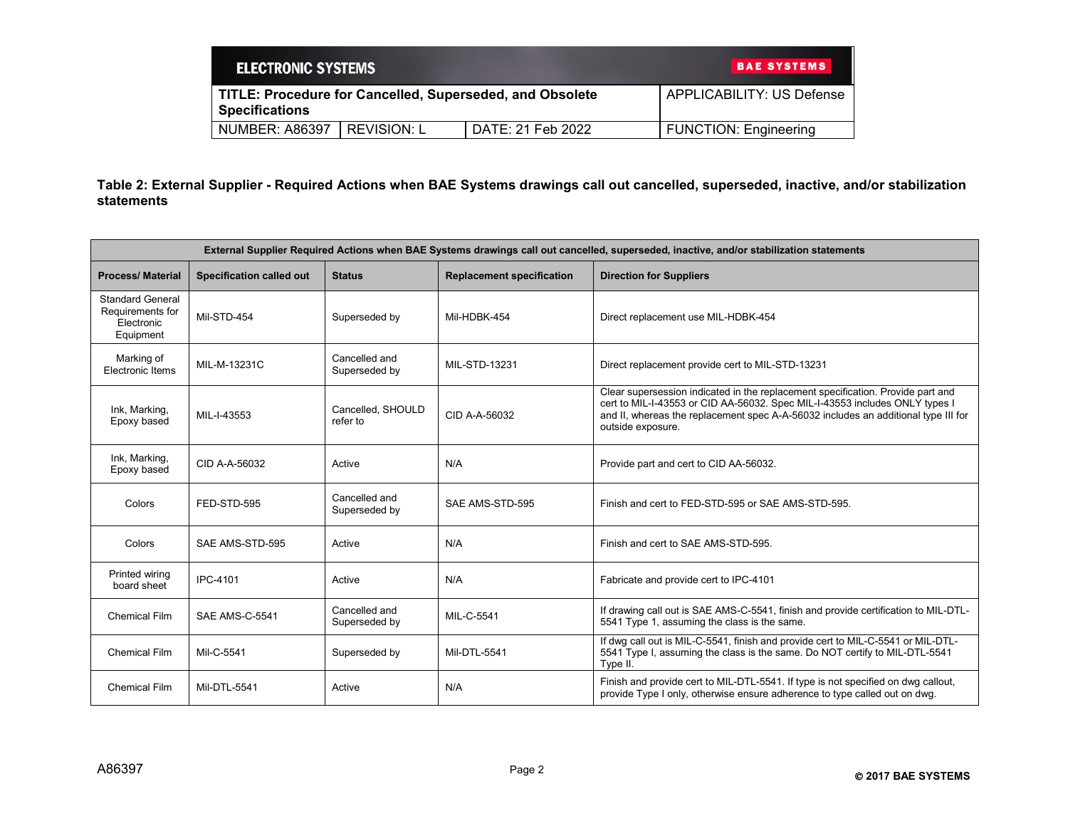**Table 2: External Supplier - Required Actions when BAE Systems drawings call out cancelled, superseded, inactive, and/or stabilization statements**

| External Supplier Required Actions when BAE Systems drawings call out cancelled, superseded, inactive, and/or stabilization statements | | | | |
|---|---|---|---|---|
| **Process/ Material** | **Specification called out** | **Status** | **Replacement specification** | **Direction for Suppliers** |
| Standard General Requirements for Electronic Equipment | Mil-STD-454 | Superseded by | Mil-HDBK-454 | Direct replacement use MIL-HDBK-454 |
| Marking of Electronic Items | MIL-M-13231C | Cancelled and Superseded by | MIL-STD-13231 | Direct replacement provide cert to MIL-STD-13231 |
| Ink, Marking, Epoxy based | MIL-I-43553 | Cancelled, SHOULD refer to | CID A-A-56032 | Clear supersession indicated in the replacement specification. Provide part and cert to MIL-I-43553 or CID AA-56032. Spec MIL-I-43553 includes ONLY types I and II, whereas the replacement spec A-A-56032 includes an additional type III for outside exposure. |
| Ink, Marking, Epoxy based | CID A-A-56032 | Active | N/A | Provide part and cert to CID AA-56032. |
| Colors | FED-STD-595 | Cancelled and Superseded by | SAE AMS-STD-595 | Finish and cert to FED-STD-595 or SAE AMS-STD-595. |
| Colors | SAE AMS-STD-595 | Active | N/A | Finish and cert to SAE AMS-STD-595. |
| Printed wiring board sheet | IPC-4101 | Active | N/A | Fabricate and provide cert to IPC-4101 |
| Chemical Film | SAE AMS-C-5541 | Cancelled and Superseded by | MIL-C-5541 | If drawing call out is SAE AMS-C-5541, finish and provide certification to MIL-DTL-5541 Type 1, assuming the class is the same. |
| Chemical Film | Mil-C-5541 | Superseded by | Mil-DTL-5541 | If dwg call out is MIL-C-5541, finish and provide cert to MIL-C-5541 or MIL-DTL-5541 Type I, assuming the class is the same. Do NOT certify to MIL-DTL-5541 Type II. |
| Chemical Film | Mil-DTL-5541 | Active | N/A | Finish and provide cert to MIL-DTL-5541. If type is not specified on dwg callout, provide Type I only, otherwise ensure adherence to type called out on dwg. |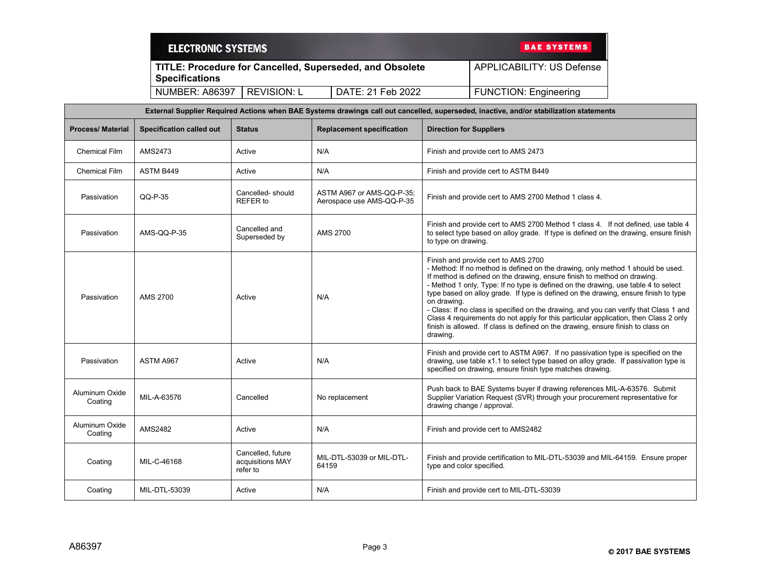| External Supplier Required Actions when BAE Systems drawings call out cancelled, superseded, inactive, and/or stabilization statements | | | | |
|---|---|---|---|---|
| **Process/ Material** | **Specification called out** | **Status** | **Replacement specification** | **Direction for Suppliers** |
| Chemical Film | AMS2473 | Active | N/A | Finish and provide cert to AMS 2473 |
| Chemical Film | ASTM B449 | Active | N/A | Finish and provide cert to ASTM B449 |
| Passivation | QQ-P-35 | Cancelled- should REFER to | ASTM A967 or AMS-QQ-P-35; Aerospace use AMS-QQ-P-35 | Finish and provide cert to AMS 2700 Method 1 class 4. |
| Passivation | AMS-QQ-P-35 | Cancelled and Superseded by | AMS 2700 | Finish and provide cert to AMS 2700 Method 1 class 4. If not defined, use table 4 to select type based on alloy grade. If type is defined on the drawing, ensure finish to type on drawing. |
| Passivation | AMS 2700 | Active | N/A | Finish and provide cert to AMS 2700<br>- Method: If no method is defined on the drawing, only method 1 should be used. If method is defined on the drawing, ensure finish to method on drawing.<br>- Method 1 only, Type: If no type is defined on the drawing, use table 4 to select type based on alloy grade. If type is defined on the drawing, ensure finish to type on drawing.<br>- Class: If no class is specified on the drawing, and you can verify that Class 1 and Class 4 requirements do not apply for this particular application, then Class 2 only finish is allowed. If class is defined on the drawing, ensure finish to class on drawing. |
| Passivation | ASTM A967 | Active | N/A | Finish and provide cert to ASTM A967. If no passivation type is specified on the drawing, use table x1.1 to select type based on alloy grade. If passivation type is specified on drawing, ensure finish type matches drawing. |
| Aluminum Oxide Coating | MIL-A-63576 | Cancelled | No replacement | Push back to BAE Systems buyer if drawing references MIL-A-63576. Submit Supplier Variation Request (SVR) through your procurement representative for drawing change / approval. |
| Aluminum Oxide Coating | AMS2482 | Active | N/A | Finish and provide cert to AMS2482 |
| Coating | MIL-C-46168 | Cancelled, future acquisitions MAY refer to | MIL-DTL-53039 or MIL-DTL-64159 | Finish and provide certification to MIL-DTL-53039 and MIL-64159. Ensure proper type and color specified. |
| Coating | MIL-DTL-53039 | Active | N/A | Finish and provide cert to MIL-DTL-53039 |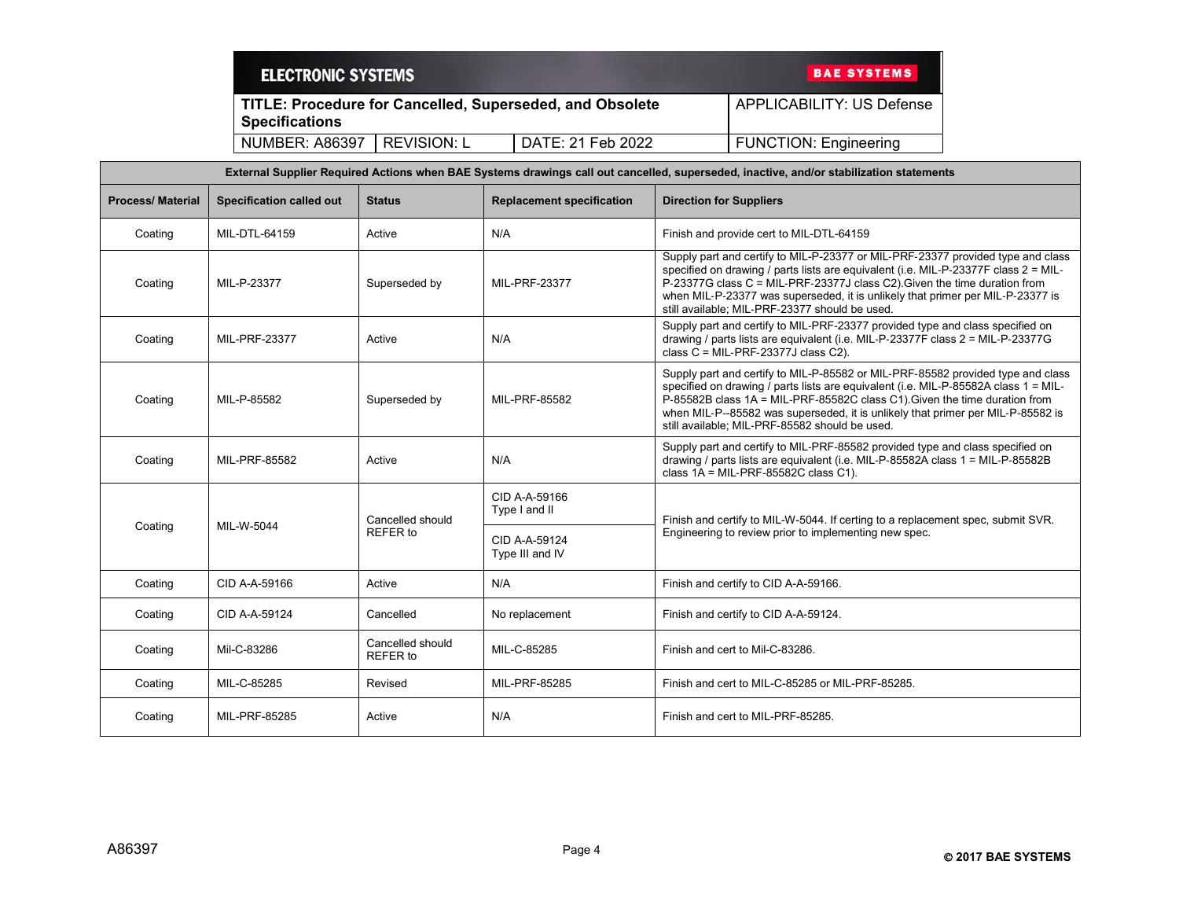| External Supplier Required Actions when BAE Systems drawings call out cancelled, superseded, inactive, and/or stabilization statements | | | | |
|---|---|---|---|---|
| **Process/ Material** | **Specification called out** | **Status** | **Replacement specification** | **Direction for Suppliers** |
| Coating | MIL-DTL-64159 | Active | N/A | Finish and provide cert to MIL-DTL-64159 |
| Coating | MIL-P-23377 | Superseded by | MIL-PRF-23377 | Supply part and certify to MIL-P-23377 or MIL-PRF-23377 provided type and class specified on drawing / parts lists are equivalent (i.e. MIL-P-23377F class 2 = MIL-P-23377G class C = MIL-PRF-23377J class C2).Given the time duration from when MIL-P-23377 was superseded, it is unlikely that primer per MIL-P-23377 is still available; MIL-PRF-23377 should be used. |
| Coating | MIL-PRF-23377 | Active | N/A | Supply part and certify to MIL-PRF-23377 provided type and class specified on drawing / parts lists are equivalent (i.e. MIL-P-23377F class 2 = MIL-P-23377G class C = MIL-PRF-23377J class C2). |
| Coating | MIL-P-85582 | Superseded by | MIL-PRF-85582 | Supply part and certify to MIL-P-85582 or MIL-PRF-85582 provided type and class specified on drawing / parts lists are equivalent (i.e. MIL-P-85582A class 1 = MIL-P-85582B class 1A = MIL-PRF-85582C class C1).Given the time duration from when MIL-P--85582 was superseded, it is unlikely that primer per MIL-P-85582 is still available; MIL-PRF-85582 should be used. |
| Coating | MIL-PRF-85582 | Active | N/A | Supply part and certify to MIL-PRF-85582 provided type and class specified on drawing / parts lists are equivalent (i.e. MIL-P-85582A class 1 = MIL-P-85582B class 1A = MIL-PRF-85582C class C1). |
| Coating | MIL-W-5044 | Cancelled should REFER to | CID A-A-59166 Type I and II | Finish and certify to MIL-W-5044. If certing to a replacement spec, submit SVR. Engineering to review prior to implementing new spec. |
| | | | CID A-A-59124 Type III and IV | |
| Coating | CID A-A-59166 | Active | N/A | Finish and certify to CID A-A-59166. |
| Coating | CID A-A-59124 | Cancelled | No replacement | Finish and certify to CID A-A-59124. |
| Coating | Mil-C-83286 | Cancelled should REFER to | MIL-C-85285 | Finish and cert to Mil-C-83286. |
| Coating | MIL-C-85285 | Revised | MIL-PRF-85285 | Finish and cert to MIL-C-85285 or MIL-PRF-85285. |
| Coating | MIL-PRF-85285 | Active | N/A | Finish and cert to MIL-PRF-85285. |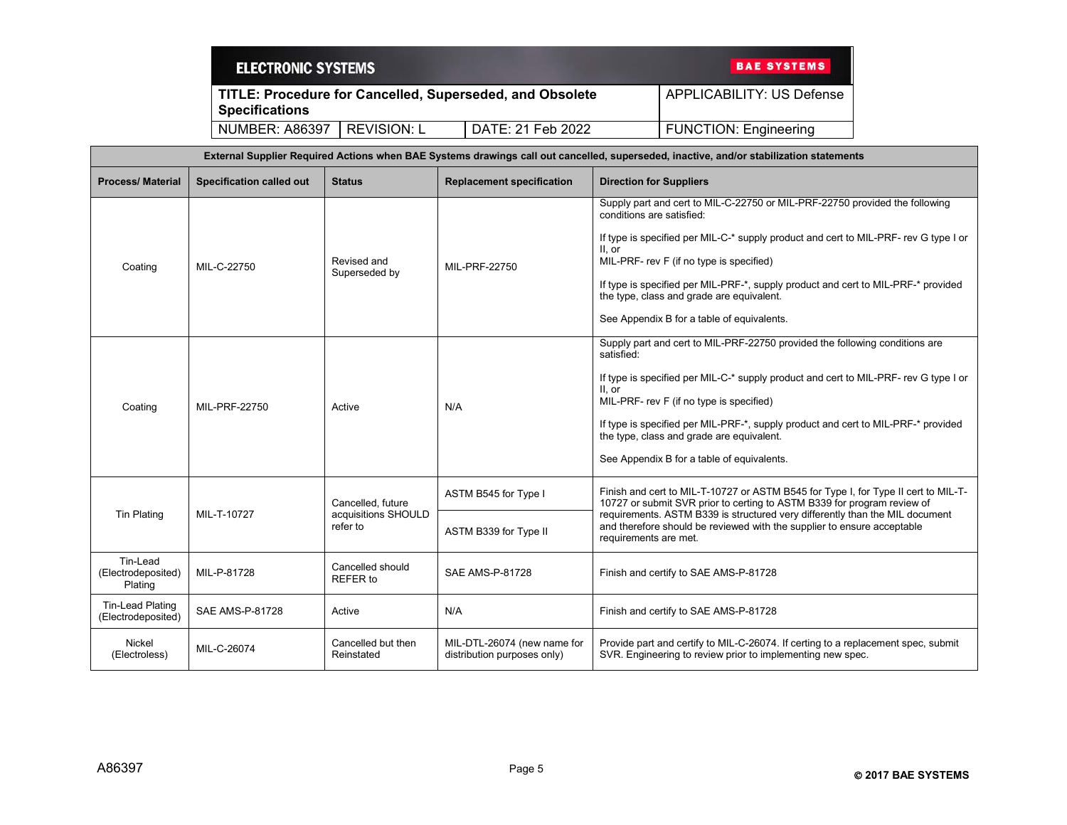| External Supplier Required Actions when BAE Systems drawings call out cancelled, superseded, inactive, and/or stabilization statements | | | | |
|---|---|---|---|---|
| **Process/ Material** | **Specification called out** | **Status** | **Replacement specification** | **Direction for Suppliers** |
| Coating | MIL-C-22750 | Revised and Superseded by | MIL-PRF-22750 | Supply part and cert to MIL-C-22750 or MIL-PRF-22750 provided the following conditions are satisfied:<br><br>If type is specified per MIL-C-* supply product and cert to MIL-PRF- rev G type I or II, or<br>MIL-PRF- rev F (if no type is specified)<br><br>If type is specified per MIL-PRF-*, supply product and cert to MIL-PRF-* provided the type, class and grade are equivalent.<br><br>See Appendix B for a table of equivalents. |
| Coating | MIL-PRF-22750 | Active | N/A | Supply part and cert to MIL-PRF-22750 provided the following conditions are satisfied:<br><br>If type is specified per MIL-C-* supply product and cert to MIL-PRF- rev G type I or II, or<br>MIL-PRF- rev F (if no type is specified)<br><br>If type is specified per MIL-PRF-*, supply product and cert to MIL-PRF-* provided the type, class and grade are equivalent.<br><br>See Appendix B for a table of equivalents. |
| Tin Plating | MIL-T-10727 | Cancelled, future acquisitions SHOULD refer to | ASTM B545 for Type I<br><br>ASTM B339 for Type II | Finish and cert to MIL-T-10727 or ASTM B545 for Type I, for Type II cert to MIL-T-10727 or submit SVR prior to certing to ASTM B339 for program review of requirements. ASTM B339 is structured very differently than the MIL document and therefore should be reviewed with the supplier to ensure acceptable requirements are met. |
| Tin-Lead (Electrodeposited) Plating | MIL-P-81728 | Cancelled should REFER to | SAE AMS-P-81728 | Finish and certify to SAE AMS-P-81728 |
| Tin-Lead Plating (Electrodeposited) | SAE AMS-P-81728 | Active | N/A | Finish and certify to SAE AMS-P-81728 |
| Nickel (Electroless) | MIL-C-26074 | Cancelled but then Reinstated | MIL-DTL-26074 (new name for distribution purposes only) | Provide part and certify to MIL-C-26074. If certing to a replacement spec, submit SVR. Engineering to review prior to implementing new spec. |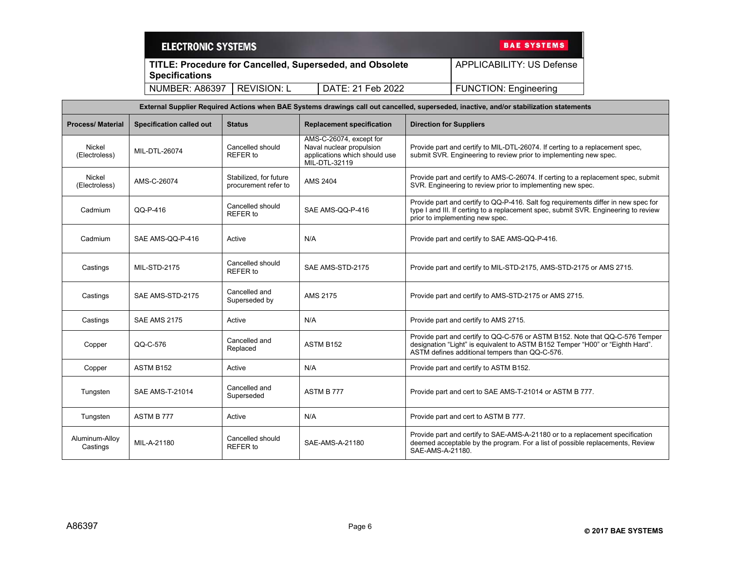| External Supplier Required Actions when BAE Systems drawings call out cancelled, superseded, inactive, and/or stabilization statements | | | | |
|---|---|---|---|---|
| **Process/ Material** | **Specification called out** | **Status** | **Replacement specification** | **Direction for Suppliers** |
| Nickel (Electroless) | MIL-DTL-26074 | Cancelled should REFER to | AMS-C-26074, except for Naval nuclear propulsion applications which should use MIL-DTL-32119 | Provide part and certify to MIL-DTL-26074. If certing to a replacement spec, submit SVR. Engineering to review prior to implementing new spec. |
| Nickel (Electroless) | AMS-C-26074 | Stabilized, for future procurement refer to | AMS 2404 | Provide part and certify to AMS-C-26074. If certing to a replacement spec, submit SVR. Engineering to review prior to implementing new spec. |
| Cadmium | QQ-P-416 | Cancelled should REFER to | SAE AMS-QQ-P-416 | Provide part and certify to QQ-P-416. Salt fog requirements differ in new spec for type I and III. If certing to a replacement spec, submit SVR. Engineering to review prior to implementing new spec. |
| Cadmium | SAE AMS-QQ-P-416 | Active | N/A | Provide part and certify to SAE AMS-QQ-P-416. |
| Castings | MIL-STD-2175 | Cancelled should REFER to | SAE AMS-STD-2175 | Provide part and certify to MIL-STD-2175, AMS-STD-2175 or AMS 2715. |
| Castings | SAE AMS-STD-2175 | Cancelled and Superseded by | AMS 2175 | Provide part and certify to AMS-STD-2175 or AMS 2715. |
| Castings | SAE AMS 2175 | Active | N/A | Provide part and certify to AMS 2715. |
| Copper | QQ-C-576 | Cancelled and Replaced | ASTM B152 | Provide part and certify to QQ-C-576 or ASTM B152. Note that QQ-C-576 Temper designation "Light" is equivalent to ASTM B152 Temper "H00" or "Eighth Hard". ASTM defines additional tempers than QQ-C-576. |
| Copper | ASTM B152 | Active | N/A | Provide part and certify to ASTM B152. |
| Tungsten | SAE AMS-T-21014 | Cancelled and Superseded | ASTM B 777 | Provide part and cert to SAE AMS-T-21014 or ASTM B 777. |
| Tungsten | ASTM B 777 | Active | N/A | Provide part and cert to ASTM B 777. |
| Aluminum-Alloy Castings | MIL-A-21180 | Cancelled should REFER to | SAE-AMS-A-21180 | Provide part and certify to SAE-AMS-A-21180 or to a replacement specification deemed acceptable by the program. For a list of possible replacements, Review SAE-AMS-A-21180. |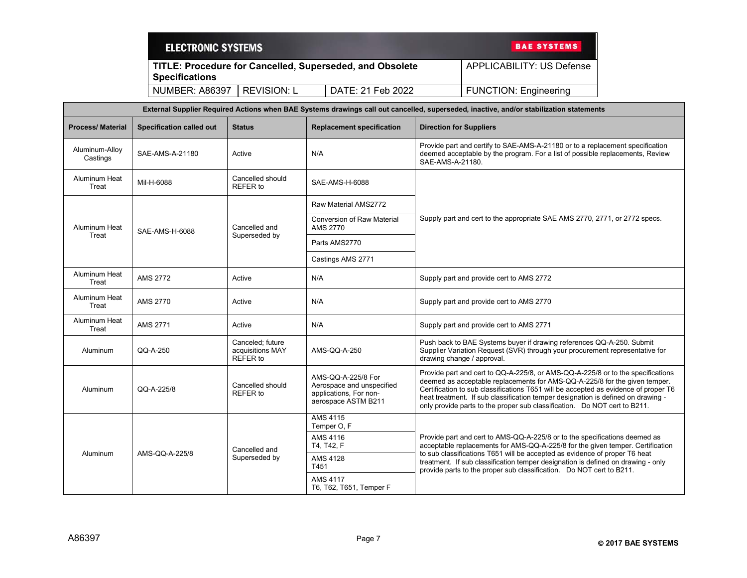| External Supplier Required Actions when BAE Systems drawings call out cancelled, superseded, inactive, and/or stabilization statements | | | | |
|---|---|---|---|---|
| **Process/ Material** | **Specification called out** | **Status** | **Replacement specification** | **Direction for Suppliers** |
| Aluminum-Alloy Castings | SAE-AMS-A-21180 | Active | N/A | Provide part and certify to SAE-AMS-A-21180 or to a replacement specification deemed acceptable by the program. For a list of possible replacements, Review SAE-AMS-A-21180. |
| Aluminum Heat Treat | Mil-H-6088 | Cancelled should REFER to | SAE-AMS-H-6088 | Supply part and cert to the appropriate SAE AMS 2770, 2771, or 2772 specs. |
| Aluminum Heat Treat | SAE-AMS-H-6088 | Cancelled and Superseded by | Raw Material AMS2772 | |
| | | | Conversion of Raw Material AMS 2770 | |
| | | | Parts AMS2770 | |
| | | | Castings AMS 2771 | |
| Aluminum Heat Treat | AMS 2772 | Active | N/A | Supply part and provide cert to AMS 2772 |
| Aluminum Heat Treat | AMS 2770 | Active | N/A | Supply part and provide cert to AMS 2770 |
| Aluminum Heat Treat | AMS 2771 | Active | N/A | Supply part and provide cert to AMS 2771 |
| Aluminum | QQ-A-250 | Canceled; future acquisitions MAY REFER to | AMS-QQ-A-250 | Push back to BAE Systems buyer if drawing references QQ-A-250. Submit Supplier Variation Request (SVR) through your procurement representative for drawing change / approval. |
| Aluminum | QQ-A-225/8 | Cancelled should REFER to | AMS-QQ-A-225/8 For Aerospace and unspecified applications, For non-aerospace ASTM B211 | Provide part and cert to QQ-A-225/8, or AMS-QQ-A-225/8 or to the specifications deemed as acceptable replacements for AMS-QQ-A-225/8 for the given temper. Certification to sub classifications T651 will be accepted as evidence of proper T6 heat treatment. If sub classification temper designation is defined on drawing - only provide parts to the proper sub classification. Do NOT cert to B211. |
| Aluminum | AMS-QQ-A-225/8 | Cancelled and Superseded by | AMS 4115 Temper O, F | Provide part and cert to AMS-QQ-A-225/8 or to the specifications deemed as acceptable replacements for AMS-QQ-A-225/8 for the given temper. Certification to sub classifications T651 will be accepted as evidence of proper T6 heat treatment. If sub classification temper designation is defined on drawing - only provide parts to the proper sub classification. Do NOT cert to B211. |
| | | | AMS 4116 T4, T42, F | |
| | | | AMS 4128 T451 | |
| | | | AMS 4117 T6, T62, T651, Temper F | |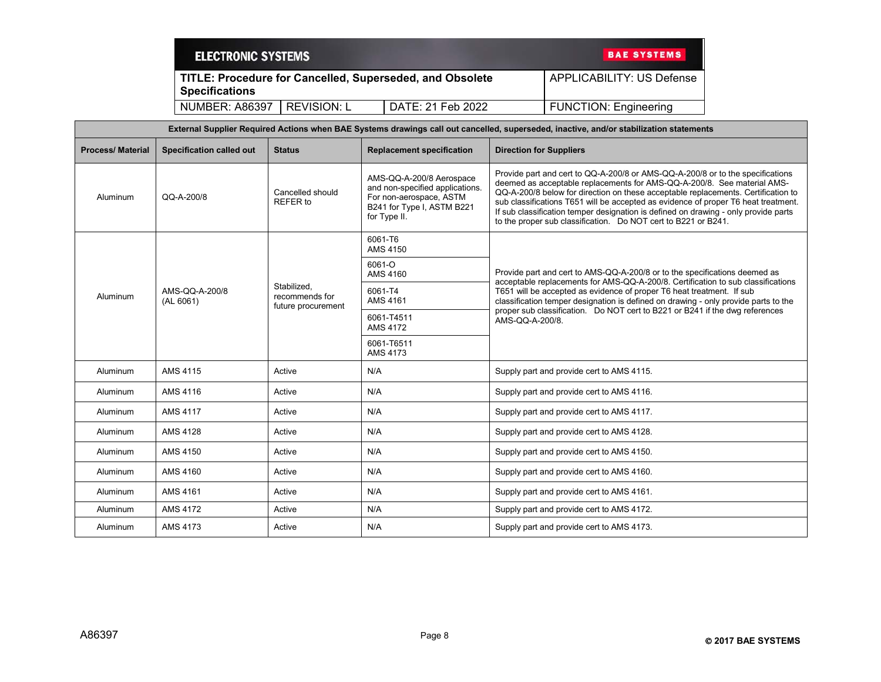| External Supplier Required Actions when BAE Systems drawings call out cancelled, superseded, inactive, and/or stabilization statements | | | | |
|---|---|---|---|---|
| **Process/ Material** | **Specification called out** | **Status** | **Replacement specification** | **Direction for Suppliers** |
| Aluminum | QQ-A-200/8 | Cancelled should REFER to | AMS-QQ-A-200/8 Aerospace and non-specified applications. For non-aerospace, ASTM B241 for Type I, ASTM B221 for Type II. | Provide part and cert to QQ-A-200/8 or AMS-QQ-A-200/8 or to the specifications deemed as acceptable replacements for AMS-QQ-A-200/8. See material AMS-QQ-A-200/8 below for direction on these acceptable replacements. Certification to sub classifications T651 will be accepted as evidence of proper T6 heat treatment. If sub classification temper designation is defined on drawing - only provide parts to the proper sub classification. Do NOT cert to B221 or B241. |
| Aluminum | AMS-QQ-A-200/8 (AL 6061) | Stabilized, recommends for future procurement | 6061-T6 AMS 4150 | Provide part and cert to AMS-QQ-A-200/8 or to the specifications deemed as acceptable replacements for AMS-QQ-A-200/8. Certification to sub classifications T651 will be accepted as evidence of proper T6 heat treatment. If sub classification temper designation is defined on drawing - only provide parts to the proper sub classification. Do NOT cert to B221 or B241 if the dwg references AMS-QQ-A-200/8. |
| | | | 6061-O AMS 4160 | |
| | | | 6061-T4 AMS 4161 | |
| | | | 6061-T4511 AMS 4172 | |
| | | | 6061-T6511 AMS 4173 | |
| Aluminum | AMS 4115 | Active | N/A | Supply part and provide cert to AMS 4115. |
| Aluminum | AMS 4116 | Active | N/A | Supply part and provide cert to AMS 4116. |
| Aluminum | AMS 4117 | Active | N/A | Supply part and provide cert to AMS 4117. |
| Aluminum | AMS 4128 | Active | N/A | Supply part and provide cert to AMS 4128. |
| Aluminum | AMS 4150 | Active | N/A | Supply part and provide cert to AMS 4150. |
| Aluminum | AMS 4160 | Active | N/A | Supply part and provide cert to AMS 4160. |
| Aluminum | AMS 4161 | Active | N/A | Supply part and provide cert to AMS 4161. |
| Aluminum | AMS 4172 | Active | N/A | Supply part and provide cert to AMS 4172. |
| Aluminum | AMS 4173 | Active | N/A | Supply part and provide cert to AMS 4173. |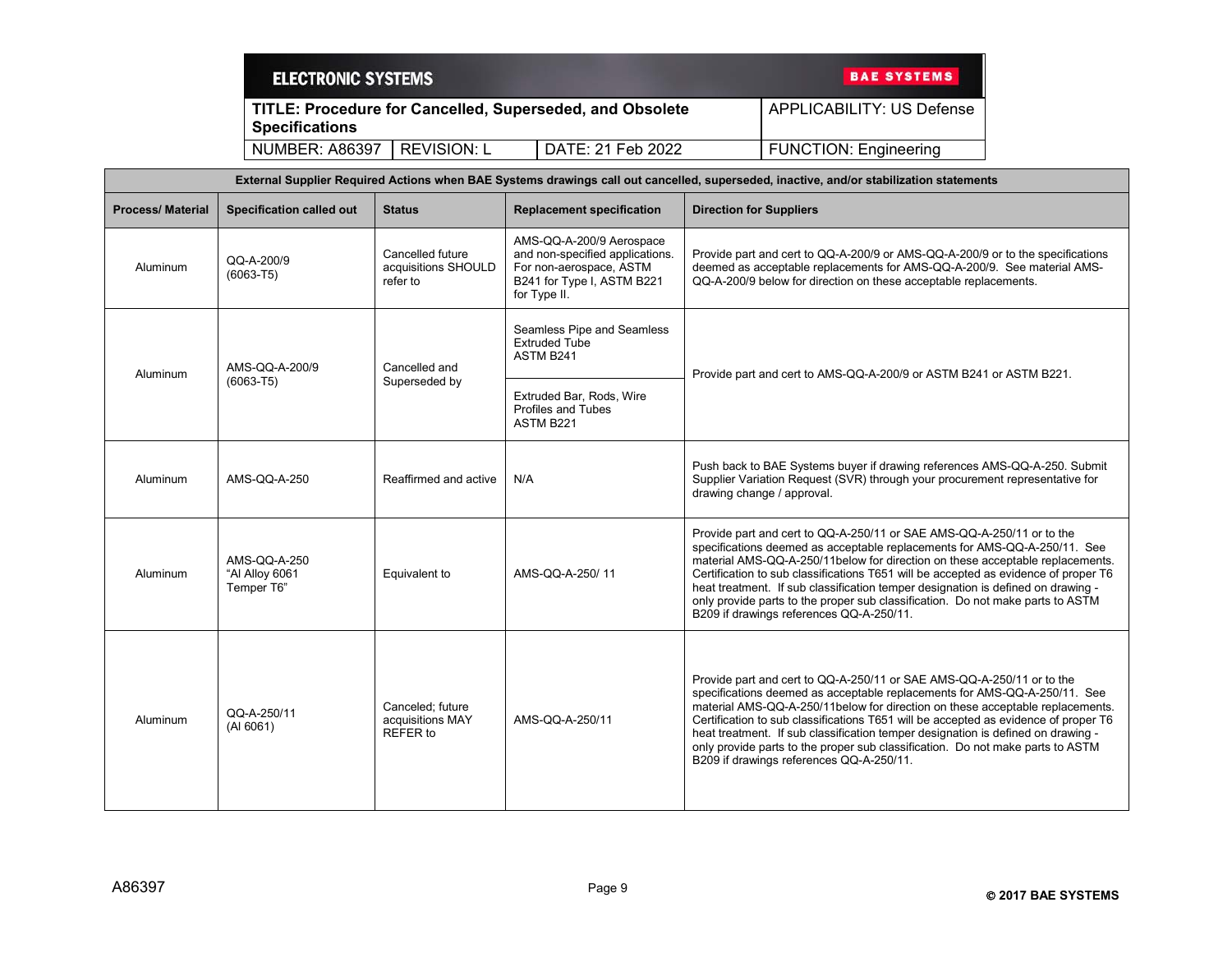| External Supplier Required Actions when BAE Systems drawings call out cancelled, superseded, inactive, and/or stabilization statements | | | | |
|---|---|---|---|---|
| **Process/ Material** | **Specification called out** | **Status** | **Replacement specification** | **Direction for Suppliers** |
| Aluminum | QQ-A-200/9 (6063-T5) | Cancelled future acquisitions SHOULD refer to | AMS-QQ-A-200/9 Aerospace and non-specified applications. For non-aerospace, ASTM B241 for Type I, ASTM B221 for Type II. | Provide part and cert to QQ-A-200/9 or AMS-QQ-A-200/9 or to the specifications deemed as acceptable replacements for AMS-QQ-A-200/9. See material AMS-QQ-A-200/9 below for direction on these acceptable replacements. |
| Aluminum | AMS-QQ-A-200/9 (6063-T5) | Cancelled and Superseded by | Seamless Pipe and Seamless Extruded Tube ASTM B241 | Provide part and cert to AMS-QQ-A-200/9 or ASTM B241 or ASTM B221. |
| | | | Extruded Bar, Rods, Wire Profiles and Tubes ASTM B221 | |
| Aluminum | AMS-QQ-A-250 | Reaffirmed and active | N/A | Push back to BAE Systems buyer if drawing references AMS-QQ-A-250. Submit Supplier Variation Request (SVR) through your procurement representative for drawing change / approval. |
| Aluminum | AMS-QQ-A-250 "Al Alloy 6061 Temper T6" | Equivalent to | AMS-QQ-A-250/ 11 | Provide part and cert to QQ-A-250/11 or SAE AMS-QQ-A-250/11 or to the specifications deemed as acceptable replacements for AMS-QQ-A-250/11. See material AMS-QQ-A-250/11below for direction on these acceptable replacements. Certification to sub classifications T651 will be accepted as evidence of proper T6 heat treatment. If sub classification temper designation is defined on drawing - only provide parts to the proper sub classification. Do not make parts to ASTM B209 if drawings references QQ-A-250/11. |
| Aluminum | QQ-A-250/11 (Al 6061) | Canceled; future acquisitions MAY REFER to | AMS-QQ-A-250/11 | Provide part and cert to QQ-A-250/11 or SAE AMS-QQ-A-250/11 or to the specifications deemed as acceptable replacements for AMS-QQ-A-250/11. See material AMS-QQ-A-250/11below for direction on these acceptable replacements. Certification to sub classifications T651 will be accepted as evidence of proper T6 heat treatment. If sub classification temper designation is defined on drawing - only provide parts to the proper sub classification. Do not make parts to ASTM B209 if drawings references QQ-A-250/11. |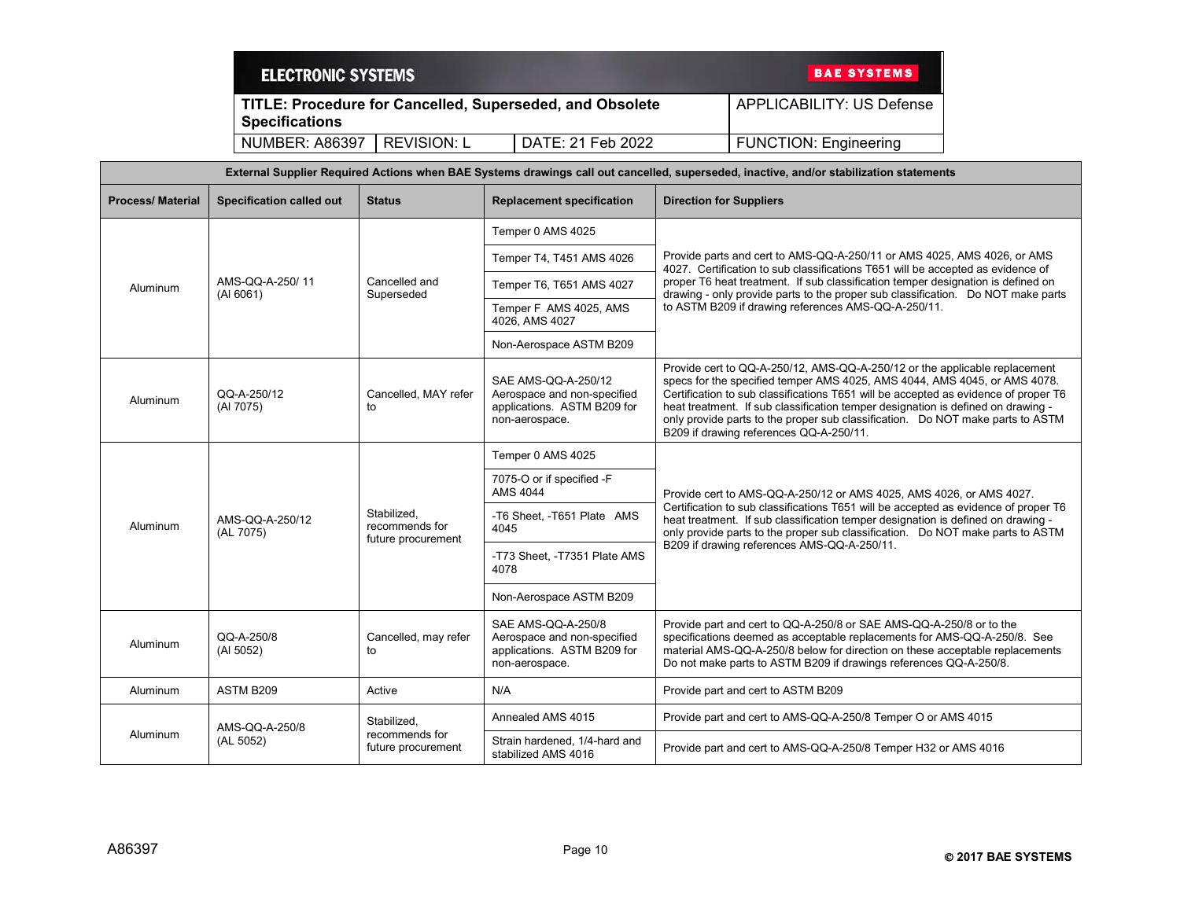| External Supplier Required Actions when BAE Systems drawings call out cancelled, superseded, inactive, and/or stabilization statements | | | | |
|---|---|---|---|---|
| **Process/ Material** | **Specification called out** | **Status** | **Replacement specification** | **Direction for Suppliers** |
| Aluminum | AMS-QQ-A-250/ 11 (Al 6061) | Cancelled and Superseded | Temper 0 AMS 4025 | Provide parts and cert to AMS-QQ-A-250/11 or AMS 4025, AMS 4026, or AMS 4027. Certification to sub classifications T651 will be accepted as evidence of proper T6 heat treatment. If sub classification temper designation is defined on drawing - only provide parts to the proper sub classification. Do NOT make parts to ASTM B209 if drawing references AMS-QQ-A-250/11. |
| | | | Temper T4, T451 AMS 4026 | |
| | | | Temper T6, T651 AMS 4027 | |
| | | | Temper F AMS 4025, AMS 4026, AMS 4027 | |
| | | | Non-Aerospace ASTM B209 | |
| Aluminum | QQ-A-250/12 (Al 7075) | Cancelled, MAY refer to | SAE AMS-QQ-A-250/12 Aerospace and non-specified applications. ASTM B209 for non-aerospace. | Provide cert to QQ-A-250/12, AMS-QQ-A-250/12 or the applicable replacement specs for the specified temper AMS 4025, AMS 4044, AMS 4045, or AMS 4078. Certification to sub classifications T651 will be accepted as evidence of proper T6 heat treatment. If sub classification temper designation is defined on drawing - only provide parts to the proper sub classification. Do NOT make parts to ASTM B209 if drawing references QQ-A-250/11. |
| Aluminum | AMS-QQ-A-250/12 (AL 7075) | Stabilized, recommends for future procurement | Temper 0 AMS 4025 | Provide cert to AMS-QQ-A-250/12 or AMS 4025, AMS 4026, or AMS 4027. Certification to sub classifications T651 will be accepted as evidence of proper T6 heat treatment. If sub classification temper designation is defined on drawing - only provide parts to the proper sub classification. Do NOT make parts to ASTM B209 if drawing references AMS-QQ-A-250/11. |
| | | | 7075-O or if specified -F AMS 4044 | |
| | | | -T6 Sheet, -T651 Plate AMS 4045 | |
| | | | -T73 Sheet, -T7351 Plate AMS 4078 | |
| | | | Non-Aerospace ASTM B209 | |
| Aluminum | QQ-A-250/8 (Al 5052) | Cancelled, may refer to | SAE AMS-QQ-A-250/8 Aerospace and non-specified applications. ASTM B209 for non-aerospace. | Provide part and cert to QQ-A-250/8 or SAE AMS-QQ-A-250/8 or to the specifications deemed as acceptable replacements for AMS-QQ-A-250/8. See material AMS-QQ-A-250/8 below for direction on these acceptable replacements Do not make parts to ASTM B209 if drawings references QQ-A-250/8. |
| Aluminum | ASTM B209 | Active | N/A | Provide part and cert to ASTM B209 |
| Aluminum | AMS-QQ-A-250/8 (AL 5052) | Stabilized, recommends for future procurement | Annealed AMS 4015 | Provide part and cert to AMS-QQ-A-250/8 Temper O or AMS 4015 |
| | | | Strain hardened, 1/4-hard and stabilized AMS 4016 | Provide part and cert to AMS-QQ-A-250/8 Temper H32 or AMS 4016 |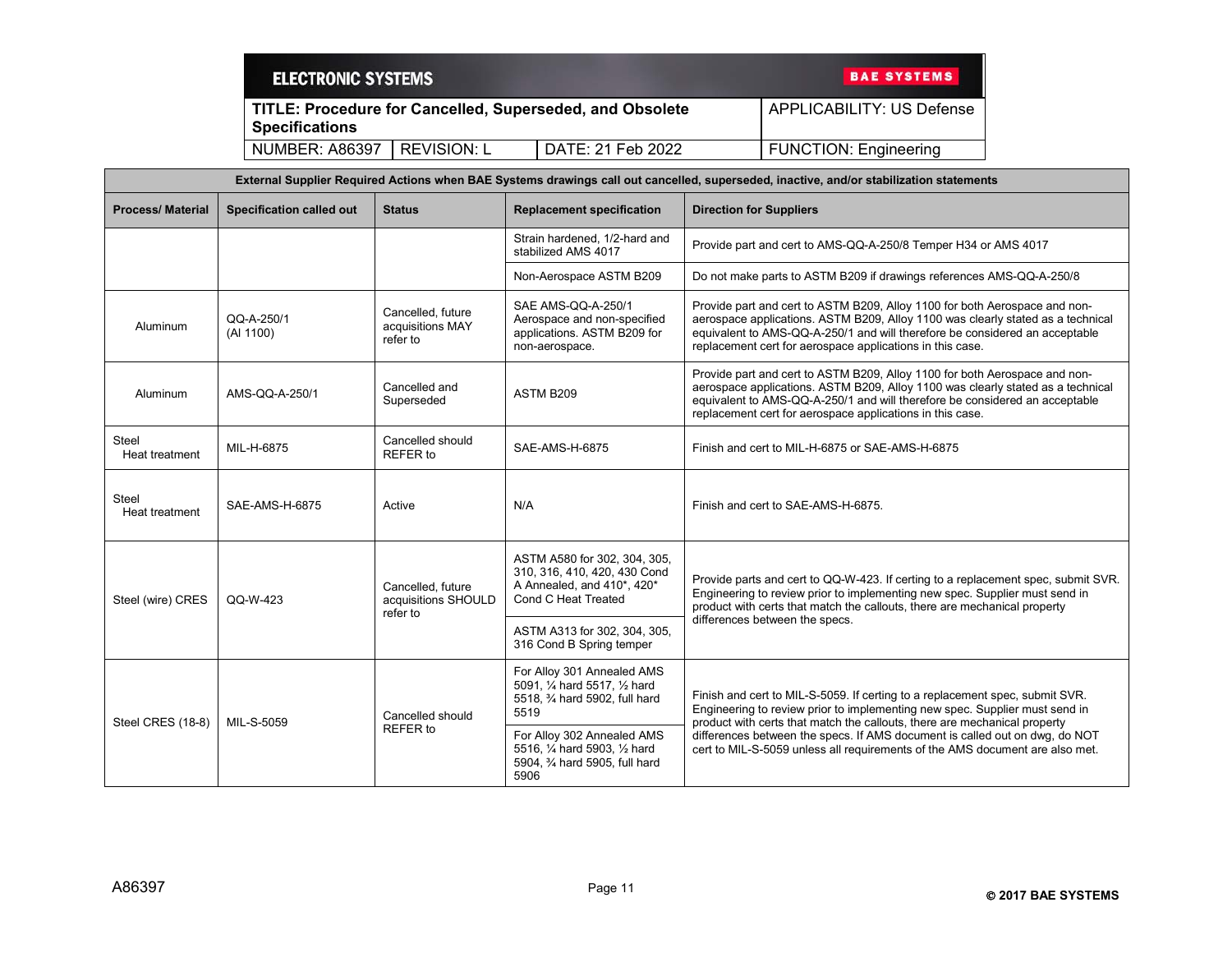| External Supplier Required Actions when BAE Systems drawings call out cancelled, superseded, inactive, and/or stabilization statements | | | | |
|---|---|---|---|---|
| **Process/ Material** | **Specification called out** | **Status** | **Replacement specification** | **Direction for Suppliers** |
| | | | Strain hardened, 1/2-hard and stabilized AMS 4017 | Provide part and cert to AMS-QQ-A-250/8 Temper H34 or AMS 4017 |
| | | | Non-Aerospace ASTM B209 | Do not make parts to ASTM B209 if drawings references AMS-QQ-A-250/8 |
| Aluminum | QQ-A-250/1 (Al 1100) | Cancelled, future acquisitions MAY refer to | SAE AMS-QQ-A-250/1 Aerospace and non-specified applications. ASTM B209 for non-aerospace. | Provide part and cert to ASTM B209, Alloy 1100 for both Aerospace and non-aerospace applications. ASTM B209, Alloy 1100 was clearly stated as a technical equivalent to AMS-QQ-A-250/1 and will therefore be considered an acceptable replacement cert for aerospace applications in this case. |
| Aluminum | AMS-QQ-A-250/1 | Cancelled and Superseded | ASTM B209 | Provide part and cert to ASTM B209, Alloy 1100 for both Aerospace and non-aerospace applications. ASTM B209, Alloy 1100 was clearly stated as a technical equivalent to AMS-QQ-A-250/1 and will therefore be considered an acceptable replacement cert for aerospace applications in this case. |
| Steel Heat treatment | MIL-H-6875 | Cancelled should REFER to | SAE-AMS-H-6875 | Finish and cert to MIL-H-6875 or SAE-AMS-H-6875 |
| Steel Heat treatment | SAE-AMS-H-6875 | Active | N/A | Finish and cert to SAE-AMS-H-6875. |
| Steel (wire) CRES | QQ-W-423 | Cancelled, future acquisitions SHOULD refer to | ASTM A580 for 302, 304, 305, 310, 316, 410, 420, 430 Cond A Annealed, and 410*, 420* Cond C Heat Treated | Provide parts and cert to QQ-W-423. If certing to a replacement spec, submit SVR. Engineering to review prior to implementing new spec. Supplier must send in product with certs that match the callouts, there are mechanical property differences between the specs. |
| | | | ASTM A313 for 302, 304, 305, 316 Cond B Spring temper | |
| Steel CRES (18-8) | MIL-S-5059 | Cancelled should REFER to | For Alloy 301 Annealed AMS 5091, ¼ hard 5517, ½ hard 5518, ¾ hard 5902, full hard 5519 | Finish and cert to MIL-S-5059. If certing to a replacement spec, submit SVR. Engineering to review prior to implementing new spec. Supplier must send in product with certs that match the callouts, there are mechanical property differences between the specs. If AMS document is called out on dwg, do NOT cert to MIL-S-5059 unless all requirements of the AMS document are also met. |
| | | | For Alloy 302 Annealed AMS 5516, ¼ hard 5903, ½ hard 5904, ¾ hard 5905, full hard 5906 | |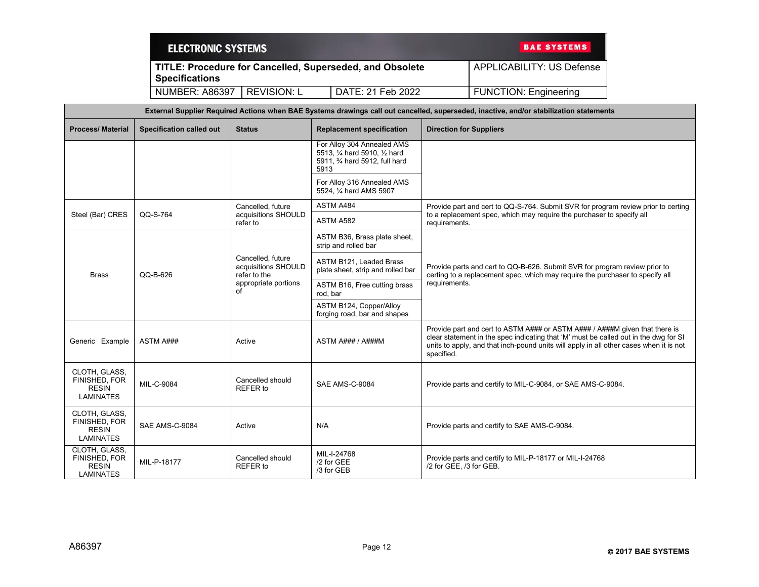| External Supplier Required Actions when BAE Systems drawings call out cancelled, superseded, inactive, and/or stabilization statements | | | | |
|---|---|---|---|---|
| **Process/ Material** | **Specification called out** | **Status** | **Replacement specification** | **Direction for Suppliers** |
| | | | For Alloy 304 Annealed AMS 5513, ¼ hard 5910, ½ hard 5911, ¾ hard 5912, full hard 5913 | |
| | | | For Alloy 316 Annealed AMS 5524, ¼ hard AMS 5907 | |
| Steel (Bar) CRES | QQ-S-764 | Cancelled, future acquisitions SHOULD refer to | ASTM A484 | Provide part and cert to QQ-S-764. Submit SVR for program review prior to certing to a replacement spec, which may require the purchaser to specify all requirements. |
| | | | ASTM A582 | |
| Brass | QQ-B-626 | Cancelled, future acquisitions SHOULD refer to the appropriate portions of | ASTM B36, Brass plate sheet, strip and rolled bar | Provide parts and cert to QQ-B-626. Submit SVR for program review prior to certing to a replacement spec, which may require the purchaser to specify all requirements. |
| | | | ASTM B121, Leaded Brass plate sheet, strip and rolled bar | |
| | | | ASTM B16, Free cutting brass rod, bar | |
| | | | ASTM B124, Copper/Alloy forging road, bar and shapes | |
| Generic Example | ASTM A### | Active | ASTM A### / A###M | Provide part and cert to ASTM A### or ASTM A### / A###M given that there is clear statement in the spec indicating that 'M' must be called out in the dwg for SI units to apply, and that inch-pound units will apply in all other cases when it is not specified. |
| CLOTH, GLASS, FINISHED, FOR RESIN LAMINATES | MIL-C-9084 | Cancelled should REFER to | SAE AMS-C-9084 | Provide parts and certify to MIL-C-9084, or SAE AMS-C-9084. |
| CLOTH, GLASS, FINISHED, FOR RESIN LAMINATES | SAE AMS-C-9084 | Active | N/A | Provide parts and certify to SAE AMS-C-9084. |
| CLOTH, GLASS, FINISHED, FOR RESIN LAMINATES | MIL-P-18177 | Cancelled should REFER to | MIL-I-24768 /2 for GEE /3 for GEB | Provide parts and certify to MIL-P-18177 or MIL-I-24768 /2 for GEE, /3 for GEB. |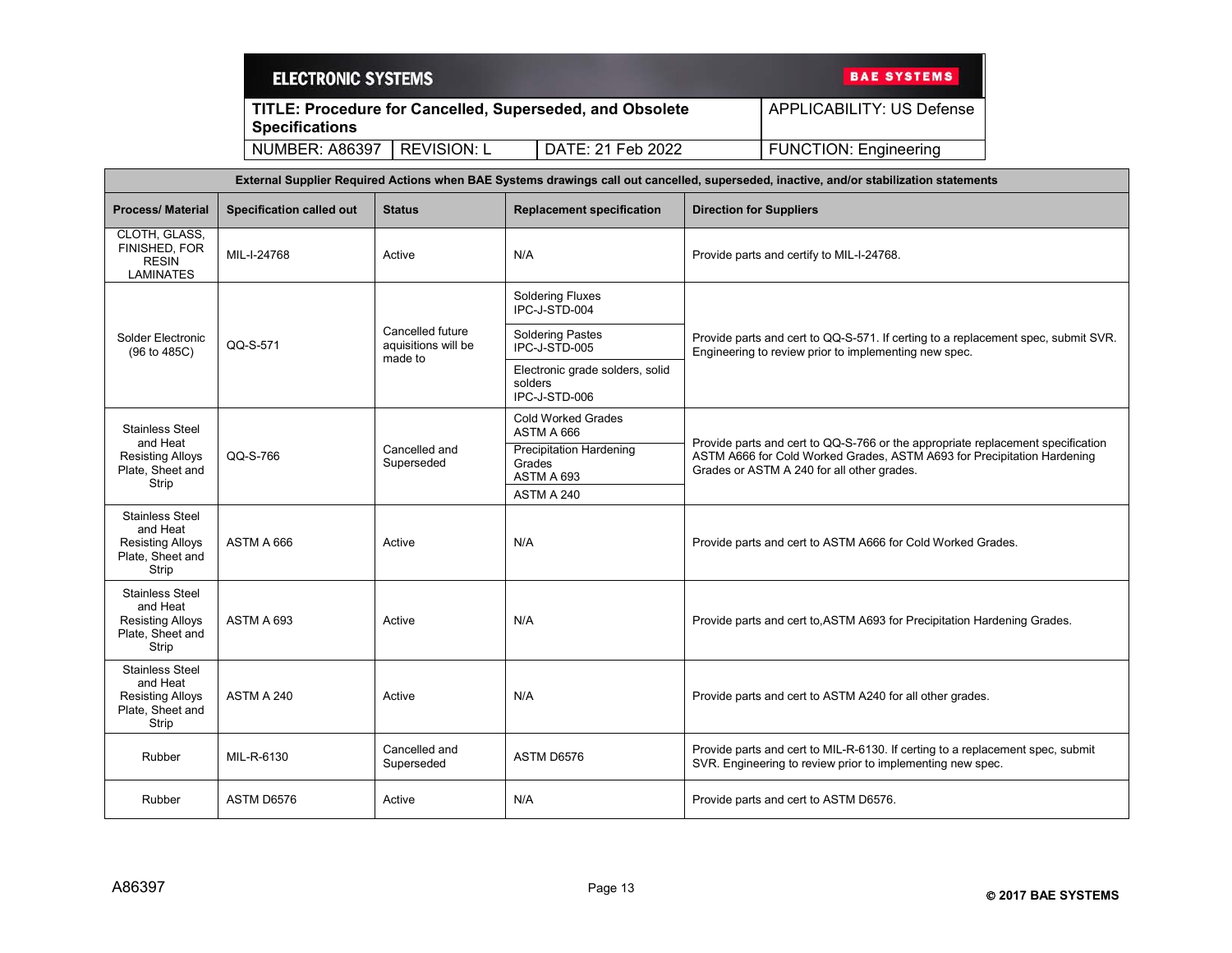| External Supplier Required Actions when BAE Systems drawings call out cancelled, superseded, inactive, and/or stabilization statements | | | | |
|---|---|---|---|---|
| **Process/ Material** | **Specification called out** | **Status** | **Replacement specification** | **Direction for Suppliers** |
| CLOTH, GLASS, FINISHED, FOR RESIN LAMINATES | MIL-I-24768 | Active | N/A | Provide parts and certify to MIL-I-24768. |
| Solder Electronic (96 to 485C) | QQ-S-571 | Cancelled future aquisitions will be made to | Soldering Fluxes IPC-J-STD-004<br>Soldering Pastes IPC-J-STD-005<br>Electronic grade solders, solid solders IPC-J-STD-006 | Provide parts and cert to QQ-S-571. If certing to a replacement spec, submit SVR. Engineering to review prior to implementing new spec. |
| Stainless Steel and Heat Resisting Alloys Plate, Sheet and Strip | QQ-S-766 | Cancelled and Superseded | Cold Worked Grades ASTM A 666<br>Precipitation Hardening Grades ASTM A 693<br>ASTM A 240 | Provide parts and cert to QQ-S-766 or the appropriate replacement specification ASTM A666 for Cold Worked Grades, ASTM A693 for Precipitation Hardening Grades or ASTM A 240 for all other grades. |
| Stainless Steel and Heat Resisting Alloys Plate, Sheet and Strip | ASTM A 666 | Active | N/A | Provide parts and cert to ASTM A666 for Cold Worked Grades. |
| Stainless Steel and Heat Resisting Alloys Plate, Sheet and Strip | ASTM A 693 | Active | N/A | Provide parts and cert to,ASTM A693 for Precipitation Hardening Grades. |
| Stainless Steel and Heat Resisting Alloys Plate, Sheet and Strip | ASTM A 240 | Active | N/A | Provide parts and cert to ASTM A240 for all other grades. |
| Rubber | MIL-R-6130 | Cancelled and Superseded | ASTM D6576 | Provide parts and cert to MIL-R-6130. If certing to a replacement spec, submit SVR. Engineering to review prior to implementing new spec. |
| Rubber | ASTM D6576 | Active | N/A | Provide parts and cert to ASTM D6576. |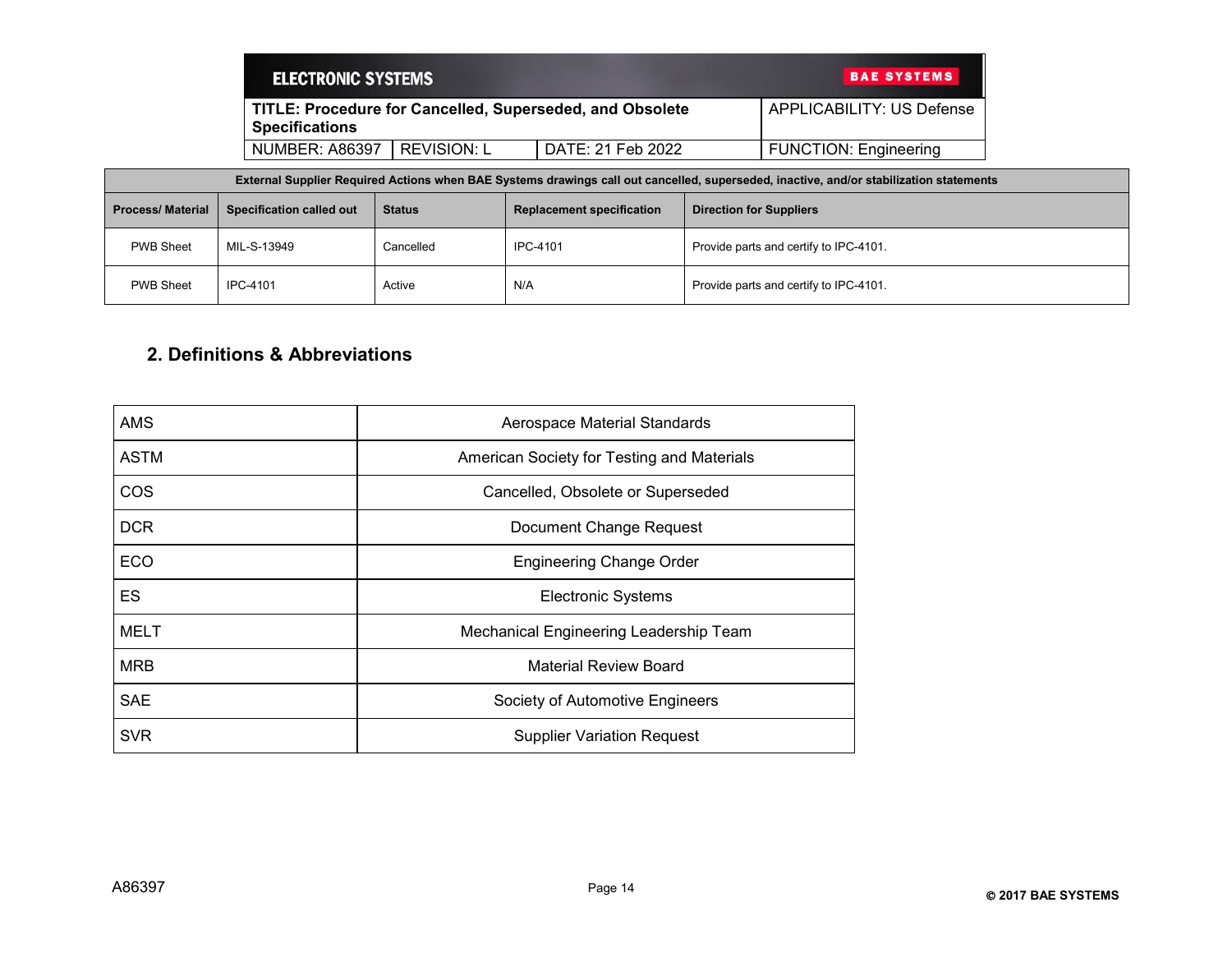| External Supplier Required Actions when BAE Systems drawings call out cancelled, superseded, inactive, and/or stabilization statements | | | | |
|---|---|---|---|---|
| **Process/ Material** | **Specification called out** | **Status** | **Replacement specification** | **Direction for Suppliers** |
| PWB Sheet | MIL-S-13949 | Cancelled | IPC-4101 | Provide parts and certify to IPC-4101. |
| PWB Sheet | IPC-4101 | Active | N/A | Provide parts and certify to IPC-4101. |

## 2. Definitions & Abbreviations

| | |
|---|---|
| AMS | Aerospace Material Standards |
| ASTM | American Society for Testing and Materials |
| COS | Cancelled, Obsolete or Superseded |
| DCR | Document Change Request |
| ECO | Engineering Change Order |
| ES | Electronic Systems |
| MELT | Mechanical Engineering Leadership Team |
| MRB | Material Review Board |
| SAE | Society of Automotive Engineers |
| SVR | Supplier Variation Request |